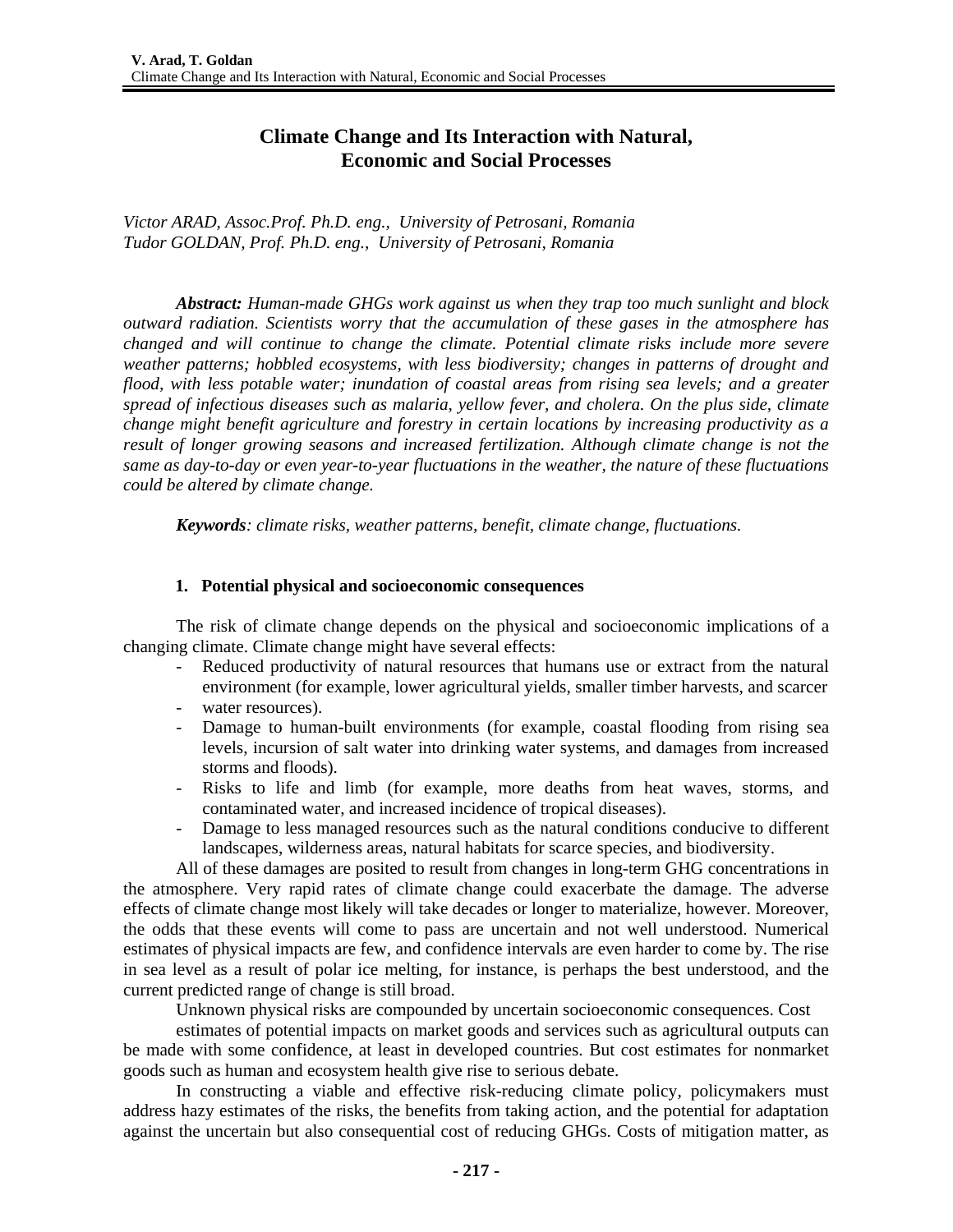# Climate Change and Its Interaction with Natural, Economic and Social Processes

*Victor ARAD, Assoc.Prof. Ph.D. eng., University of Petrosani, Romania*
*Tudor GOLDAN, Prof. Ph.D. eng., University of Petrosani, Romania*

***Abstract:*** *Human-made GHGs work against us when they trap too much sunlight and block outward radiation. Scientists worry that the accumulation of these gases in the atmosphere has changed and will continue to change the climate. Potential climate risks include more severe weather patterns; hobbled ecosystems, with less biodiversity; changes in patterns of drought and flood, with less potable water; inundation of coastal areas from rising sea levels; and a greater spread of infectious diseases such as malaria, yellow fever, and cholera. On the plus side, climate change might benefit agriculture and forestry in certain locations by increasing productivity as a result of longer growing seasons and increased fertilization. Although climate change is not the same as day-to-day or even year-to-year fluctuations in the weather, the nature of these fluctuations could be altered by climate change.*

***Keywords****: climate risks, weather patterns, benefit, climate change, fluctuations.*

## 1. Potential physical and socioeconomic consequences

The risk of climate change depends on the physical and socioeconomic implications of a changing climate. Climate change might have several effects:

- Reduced productivity of natural resources that humans use or extract from the natural environment (for example, lower agricultural yields, smaller timber harvests, and scarcer
- water resources).
- Damage to human-built environments (for example, coastal flooding from rising sea levels, incursion of salt water into drinking water systems, and damages from increased storms and floods).
- Risks to life and limb (for example, more deaths from heat waves, storms, and contaminated water, and increased incidence of tropical diseases).
- Damage to less managed resources such as the natural conditions conducive to different landscapes, wilderness areas, natural habitats for scarce species, and biodiversity.

All of these damages are posited to result from changes in long-term GHG concentrations in the atmosphere. Very rapid rates of climate change could exacerbate the damage. The adverse effects of climate change most likely will take decades or longer to materialize, however. Moreover, the odds that these events will come to pass are uncertain and not well understood. Numerical estimates of physical impacts are few, and confidence intervals are even harder to come by. The rise in sea level as a result of polar ice melting, for instance, is perhaps the best understood, and the current predicted range of change is still broad.

Unknown physical risks are compounded by uncertain socioeconomic consequences. Cost estimates of potential impacts on market goods and services such as agricultural outputs can be made with some confidence, at least in developed countries. But cost estimates for nonmarket goods such as human and ecosystem health give rise to serious debate.

In constructing a viable and effective risk-reducing climate policy, policymakers must address hazy estimates of the risks, the benefits from taking action, and the potential for adaptation against the uncertain but also consequential cost of reducing GHGs. Costs of mitigation matter, as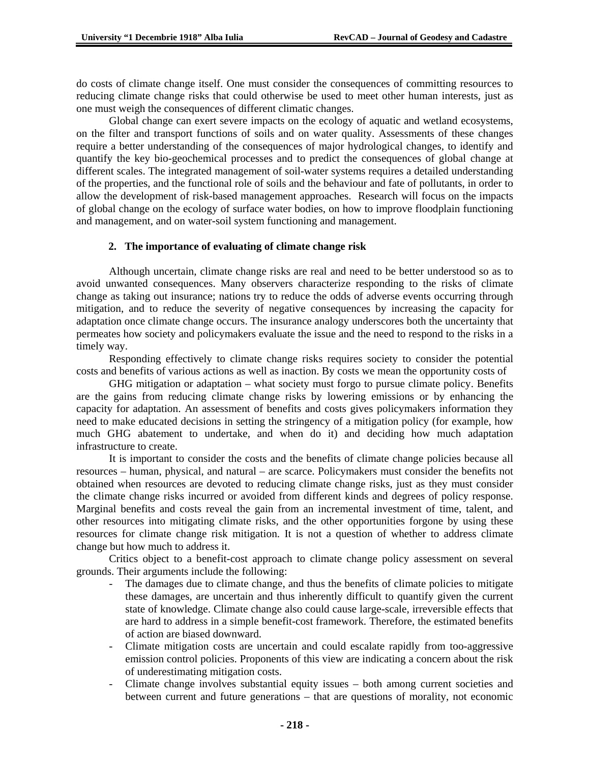do costs of climate change itself. One must consider the consequences of committing resources to reducing climate change risks that could otherwise be used to meet other human interests, just as one must weigh the consequences of different climatic changes.

Global change can exert severe impacts on the ecology of aquatic and wetland ecosystems, on the filter and transport functions of soils and on water quality. Assessments of these changes require a better understanding of the consequences of major hydrological changes, to identify and quantify the key bio-geochemical processes and to predict the consequences of global change at different scales. The integrated management of soil-water systems requires a detailed understanding of the properties, and the functional role of soils and the behaviour and fate of pollutants, in order to allow the development of risk-based management approaches. Research will focus on the impacts of global change on the ecology of surface water bodies, on how to improve floodplain functioning and management, and on water-soil system functioning and management.

## 2. The importance of evaluating of climate change risk

Although uncertain, climate change risks are real and need to be better understood so as to avoid unwanted consequences. Many observers characterize responding to the risks of climate change as taking out insurance; nations try to reduce the odds of adverse events occurring through mitigation, and to reduce the severity of negative consequences by increasing the capacity for adaptation once climate change occurs. The insurance analogy underscores both the uncertainty that permeates how society and policymakers evaluate the issue and the need to respond to the risks in a timely way.

Responding effectively to climate change risks requires society to consider the potential costs and benefits of various actions as well as inaction. By costs we mean the opportunity costs of

GHG mitigation or adaptation – what society must forgo to pursue climate policy. Benefits are the gains from reducing climate change risks by lowering emissions or by enhancing the capacity for adaptation. An assessment of benefits and costs gives policymakers information they need to make educated decisions in setting the stringency of a mitigation policy (for example, how much GHG abatement to undertake, and when do it) and deciding how much adaptation infrastructure to create.

It is important to consider the costs and the benefits of climate change policies because all resources – human, physical, and natural – are scarce. Policymakers must consider the benefits not obtained when resources are devoted to reducing climate change risks, just as they must consider the climate change risks incurred or avoided from different kinds and degrees of policy response. Marginal benefits and costs reveal the gain from an incremental investment of time, talent, and other resources into mitigating climate risks, and the other opportunities forgone by using these resources for climate change risk mitigation. It is not a question of whether to address climate change but how much to address it.

Critics object to a benefit-cost approach to climate change policy assessment on several grounds. Their arguments include the following:

- The damages due to climate change, and thus the benefits of climate policies to mitigate these damages, are uncertain and thus inherently difficult to quantify given the current state of knowledge. Climate change also could cause large-scale, irreversible effects that are hard to address in a simple benefit-cost framework. Therefore, the estimated benefits of action are biased downward.
- Climate mitigation costs are uncertain and could escalate rapidly from too-aggressive emission control policies. Proponents of this view are indicating a concern about the risk of underestimating mitigation costs.
- Climate change involves substantial equity issues – both among current societies and between current and future generations – that are questions of morality, not economic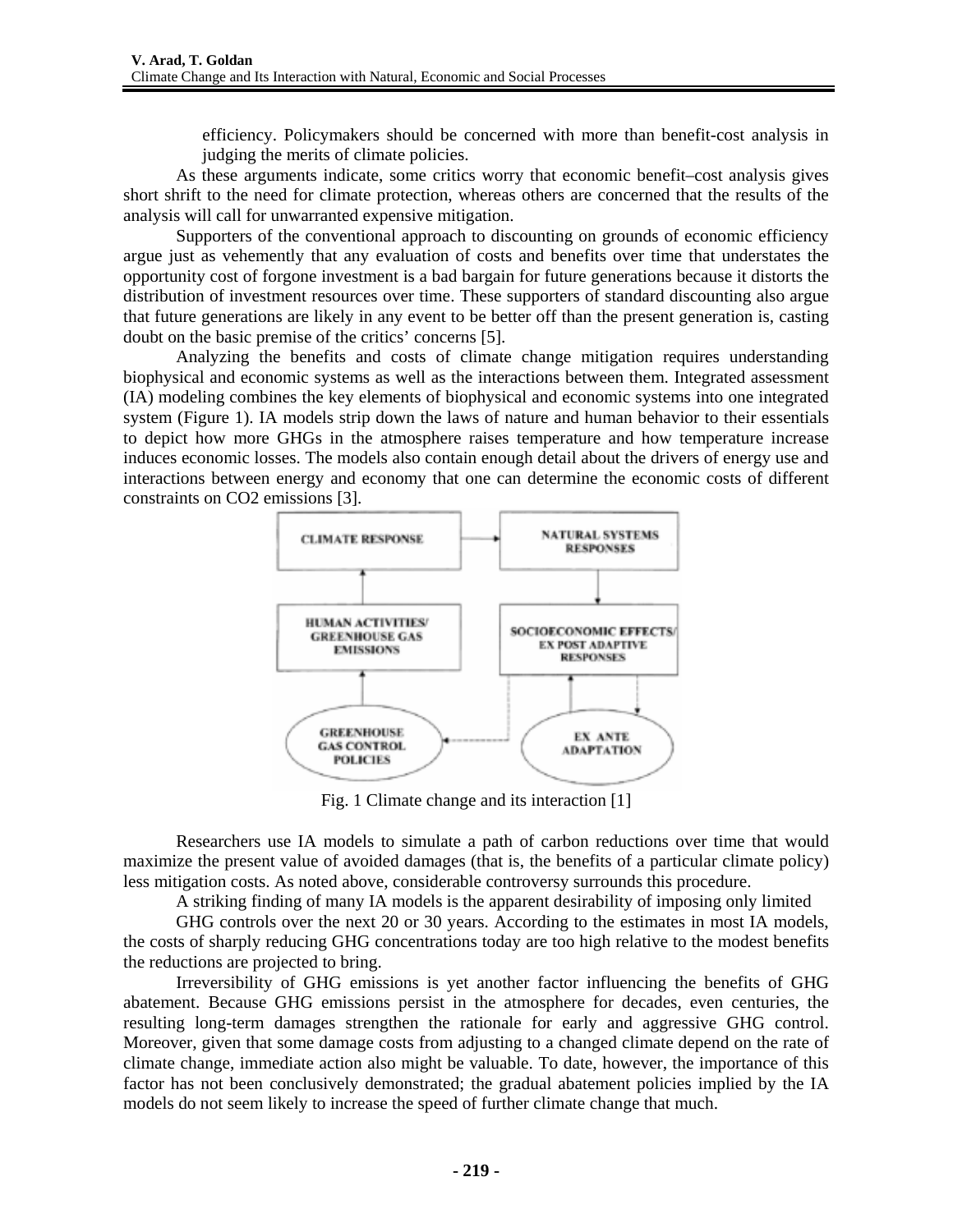efficiency. Policymakers should be concerned with more than benefit-cost analysis in judging the merits of climate policies.

As these arguments indicate, some critics worry that economic benefit–cost analysis gives short shrift to the need for climate protection, whereas others are concerned that the results of the analysis will call for unwarranted expensive mitigation.

Supporters of the conventional approach to discounting on grounds of economic efficiency argue just as vehemently that any evaluation of costs and benefits over time that understates the opportunity cost of forgone investment is a bad bargain for future generations because it distorts the distribution of investment resources over time. These supporters of standard discounting also argue that future generations are likely in any event to be better off than the present generation is, casting doubt on the basic premise of the critics' concerns [5].

Analyzing the benefits and costs of climate change mitigation requires understanding biophysical and economic systems as well as the interactions between them. Integrated assessment (IA) modeling combines the key elements of biophysical and economic systems into one integrated system (Figure 1). IA models strip down the laws of nature and human behavior to their essentials to depict how more GHGs in the atmosphere raises temperature and how temperature increase induces economic losses. The models also contain enough detail about the drivers of energy use and interactions between energy and economy that one can determine the economic costs of different constraints on $CO_2$ emissions [3].

Fig. 1 Climate change and its interaction [1]

Researchers use IA models to simulate a path of carbon reductions over time that would maximize the present value of avoided damages (that is, the benefits of a particular climate policy) less mitigation costs. As noted above, considerable controversy surrounds this procedure.

A striking finding of many IA models is the apparent desirability of imposing only limited GHG controls over the next 20 or 30 years. According to the estimates in most IA models, the costs of sharply reducing GHG concentrations today are too high relative to the modest benefits the reductions are projected to bring.

Irreversibility of GHG emissions is yet another factor influencing the benefits of GHG abatement. Because GHG emissions persist in the atmosphere for decades, even centuries, the resulting long-term damages strengthen the rationale for early and aggressive GHG control. Moreover, given that some damage costs from adjusting to a changed climate depend on the rate of climate change, immediate action also might be valuable. To date, however, the importance of this factor has not been conclusively demonstrated; the gradual abatement policies implied by the IA models do not seem likely to increase the speed of further climate change that much.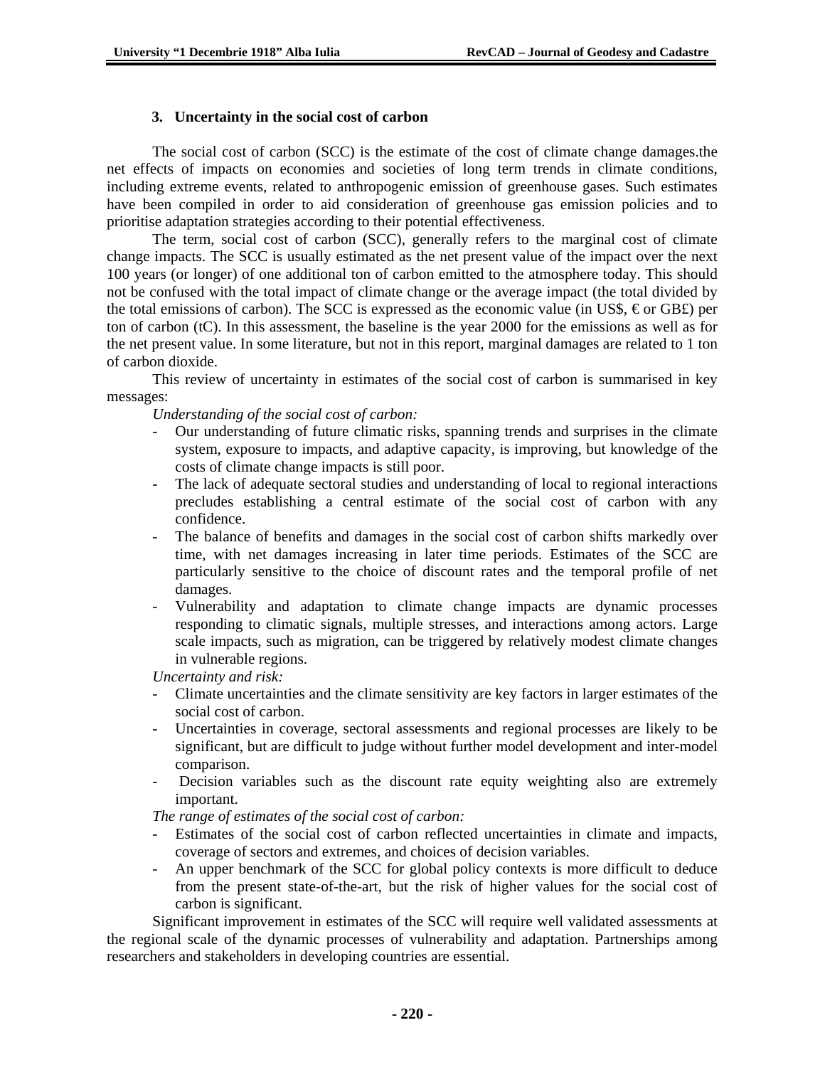### 3. Uncertainty in the social cost of carbon

The social cost of carbon (SCC) is the estimate of the cost of climate change damages.the net effects of impacts on economies and societies of long term trends in climate conditions, including extreme events, related to anthropogenic emission of greenhouse gases. Such estimates have been compiled in order to aid consideration of greenhouse gas emission policies and to prioritise adaptation strategies according to their potential effectiveness.

The term, social cost of carbon (SCC), generally refers to the marginal cost of climate change impacts. The SCC is usually estimated as the net present value of the impact over the next 100 years (or longer) of one additional ton of carbon emitted to the atmosphere today. This should not be confused with the total impact of climate change or the average impact (the total divided by the total emissions of carbon). The SCC is expressed as the economic value (in US$, € or GB£) per ton of carbon (tC). In this assessment, the baseline is the year 2000 for the emissions as well as for the net present value. In some literature, but not in this report, marginal damages are related to 1 ton of carbon dioxide.

This review of uncertainty in estimates of the social cost of carbon is summarised in key messages:

*Understanding of the social cost of carbon:*

- Our understanding of future climatic risks, spanning trends and surprises in the climate system, exposure to impacts, and adaptive capacity, is improving, but knowledge of the costs of climate change impacts is still poor.
- The lack of adequate sectoral studies and understanding of local to regional interactions precludes establishing a central estimate of the social cost of carbon with any confidence.
- The balance of benefits and damages in the social cost of carbon shifts markedly over time, with net damages increasing in later time periods. Estimates of the SCC are particularly sensitive to the choice of discount rates and the temporal profile of net damages.
- Vulnerability and adaptation to climate change impacts are dynamic processes responding to climatic signals, multiple stresses, and interactions among actors. Large scale impacts, such as migration, can be triggered by relatively modest climate changes in vulnerable regions.

*Uncertainty and risk:*

- Climate uncertainties and the climate sensitivity are key factors in larger estimates of the social cost of carbon.
- Uncertainties in coverage, sectoral assessments and regional processes are likely to be significant, but are difficult to judge without further model development and inter-model comparison.
- Decision variables such as the discount rate equity weighting also are extremely important.

*The range of estimates of the social cost of carbon:*

- Estimates of the social cost of carbon reflected uncertainties in climate and impacts, coverage of sectors and extremes, and choices of decision variables.
- An upper benchmark of the SCC for global policy contexts is more difficult to deduce from the present state-of-the-art, but the risk of higher values for the social cost of carbon is significant.

Significant improvement in estimates of the SCC will require well validated assessments at the regional scale of the dynamic processes of vulnerability and adaptation. Partnerships among researchers and stakeholders in developing countries are essential.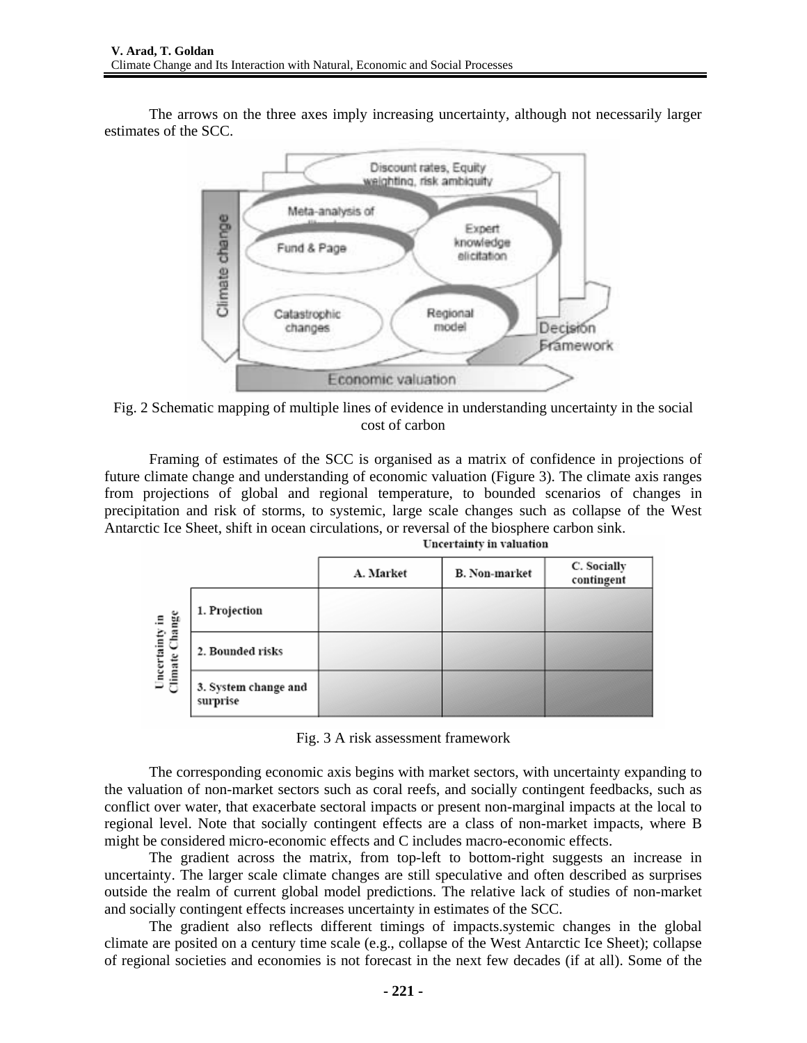The arrows on the three axes imply increasing uncertainty, although not necessarily larger estimates of the SCC.

Fig. 2 Schematic mapping of multiple lines of evidence in understanding uncertainty in the social cost of carbon

Framing of estimates of the SCC is organised as a matrix of confidence in projections of future climate change and understanding of economic valuation (Figure 3). The climate axis ranges from projections of global and regional temperature, to bounded scenarios of changes in precipitation and risk of storms, to systemic, large scale changes such as collapse of the West Antarctic Ice Sheet, shift in ocean circulations, or reversal of the biosphere carbon sink.

| Uncertainty in Climate Change | Uncertainty in valuation | | |
|---|---|---|---|
| | A. Market | B. Non-market | C. Socially contingent |
| 1. Projection | | | |
| 2. Bounded risks | | | |
| 3. System change and surprise | | | |

Fig. 3 A risk assessment framework

The corresponding economic axis begins with market sectors, with uncertainty expanding to the valuation of non-market sectors such as coral reefs, and socially contingent feedbacks, such as conflict over water, that exacerbate sectoral impacts or present non-marginal impacts at the local to regional level. Note that socially contingent effects are a class of non-market impacts, where B might be considered micro-economic effects and C includes macro-economic effects.

The gradient across the matrix, from top-left to bottom-right suggests an increase in uncertainty. The larger scale climate changes are still speculative and often described as surprises outside the realm of current global model predictions. The relative lack of studies of non-market and socially contingent effects increases uncertainty in estimates of the SCC.

The gradient also reflects different timings of impacts.systemic changes in the global climate are posited on a century time scale (e.g., collapse of the West Antarctic Ice Sheet); collapse of regional societies and economies is not forecast in the next few decades (if at all). Some of the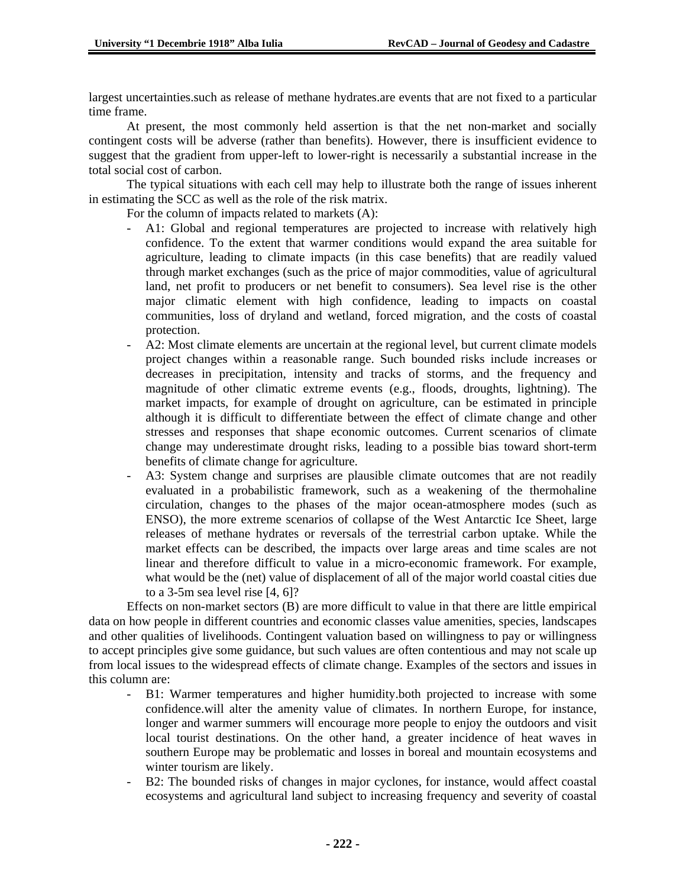largest uncertainties.such as release of methane hydrates.are events that are not fixed to a particular time frame.

At present, the most commonly held assertion is that the net non-market and socially contingent costs will be adverse (rather than benefits). However, there is insufficient evidence to suggest that the gradient from upper-left to lower-right is necessarily a substantial increase in the total social cost of carbon.

The typical situations with each cell may help to illustrate both the range of issues inherent in estimating the SCC as well as the role of the risk matrix.

For the column of impacts related to markets (A):

- A1: Global and regional temperatures are projected to increase with relatively high confidence. To the extent that warmer conditions would expand the area suitable for agriculture, leading to climate impacts (in this case benefits) that are readily valued through market exchanges (such as the price of major commodities, value of agricultural land, net profit to producers or net benefit to consumers). Sea level rise is the other major climatic element with high confidence, leading to impacts on coastal communities, loss of dryland and wetland, forced migration, and the costs of coastal protection.
- A2: Most climate elements are uncertain at the regional level, but current climate models project changes within a reasonable range. Such bounded risks include increases or decreases in precipitation, intensity and tracks of storms, and the frequency and magnitude of other climatic extreme events (e.g., floods, droughts, lightning). The market impacts, for example of drought on agriculture, can be estimated in principle although it is difficult to differentiate between the effect of climate change and other stresses and responses that shape economic outcomes. Current scenarios of climate change may underestimate drought risks, leading to a possible bias toward short-term benefits of climate change for agriculture.
- A3: System change and surprises are plausible climate outcomes that are not readily evaluated in a probabilistic framework, such as a weakening of the thermohaline circulation, changes to the phases of the major ocean-atmosphere modes (such as ENSO), the more extreme scenarios of collapse of the West Antarctic Ice Sheet, large releases of methane hydrates or reversals of the terrestrial carbon uptake. While the market effects can be described, the impacts over large areas and time scales are not linear and therefore difficult to value in a micro-economic framework. For example, what would be the (net) value of displacement of all of the major world coastal cities due to a 3-5m sea level rise [4, 6]?

Effects on non-market sectors (B) are more difficult to value in that there are little empirical data on how people in different countries and economic classes value amenities, species, landscapes and other qualities of livelihoods. Contingent valuation based on willingness to pay or willingness to accept principles give some guidance, but such values are often contentious and may not scale up from local issues to the widespread effects of climate change. Examples of the sectors and issues in this column are:

- B1: Warmer temperatures and higher humidity.both projected to increase with some confidence.will alter the amenity value of climates. In northern Europe, for instance, longer and warmer summers will encourage more people to enjoy the outdoors and visit local tourist destinations. On the other hand, a greater incidence of heat waves in southern Europe may be problematic and losses in boreal and mountain ecosystems and winter tourism are likely.
- B2: The bounded risks of changes in major cyclones, for instance, would affect coastal ecosystems and agricultural land subject to increasing frequency and severity of coastal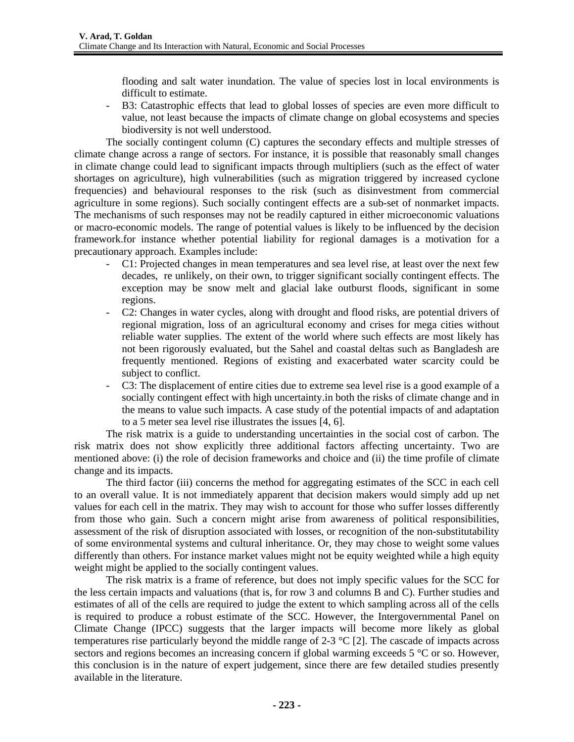flooding and salt water inundation. The value of species lost in local environments is difficult to estimate.

- B3: Catastrophic effects that lead to global losses of species are even more difficult to value, not least because the impacts of climate change on global ecosystems and species biodiversity is not well understood.

The socially contingent column (C) captures the secondary effects and multiple stresses of climate change across a range of sectors. For instance, it is possible that reasonably small changes in climate change could lead to significant impacts through multipliers (such as the effect of water shortages on agriculture), high vulnerabilities (such as migration triggered by increased cyclone frequencies) and behavioural responses to the risk (such as disinvestment from commercial agriculture in some regions). Such socially contingent effects are a sub-set of nonmarket impacts. The mechanisms of such responses may not be readily captured in either microeconomic valuations or macro-economic models. The range of potential values is likely to be influenced by the decision framework.for instance whether potential liability for regional damages is a motivation for a precautionary approach. Examples include:

- C1: Projected changes in mean temperatures and sea level rise, at least over the next few decades, re unlikely, on their own, to trigger significant socially contingent effects. The exception may be snow melt and glacial lake outburst floods, significant in some regions.
- C2: Changes in water cycles, along with drought and flood risks, are potential drivers of regional migration, loss of an agricultural economy and crises for mega cities without reliable water supplies. The extent of the world where such effects are most likely has not been rigorously evaluated, but the Sahel and coastal deltas such as Bangladesh are frequently mentioned. Regions of existing and exacerbated water scarcity could be subject to conflict.
- C3: The displacement of entire cities due to extreme sea level rise is a good example of a socially contingent effect with high uncertainty.in both the risks of climate change and in the means to value such impacts. A case study of the potential impacts of and adaptation to a 5 meter sea level rise illustrates the issues [4, 6].

The risk matrix is a guide to understanding uncertainties in the social cost of carbon. The risk matrix does not show explicitly three additional factors affecting uncertainty. Two are mentioned above: (i) the role of decision frameworks and choice and (ii) the time profile of climate change and its impacts.

The third factor (iii) concerns the method for aggregating estimates of the SCC in each cell to an overall value. It is not immediately apparent that decision makers would simply add up net values for each cell in the matrix. They may wish to account for those who suffer losses differently from those who gain. Such a concern might arise from awareness of political responsibilities, assessment of the risk of disruption associated with losses, or recognition of the non-substitutability of some environmental systems and cultural inheritance. Or, they may chose to weight some values differently than others. For instance market values might not be equity weighted while a high equity weight might be applied to the socially contingent values.

The risk matrix is a frame of reference, but does not imply specific values for the SCC for the less certain impacts and valuations (that is, for row 3 and columns B and C). Further studies and estimates of all of the cells are required to judge the extent to which sampling across all of the cells is required to produce a robust estimate of the SCC. However, the Intergovernmental Panel on Climate Change (IPCC) suggests that the larger impacts will become more likely as global temperatures rise particularly beyond the middle range of 2-3 °C [2]. The cascade of impacts across sectors and regions becomes an increasing concern if global warming exceeds 5 °C or so. However, this conclusion is in the nature of expert judgement, since there are few detailed studies presently available in the literature.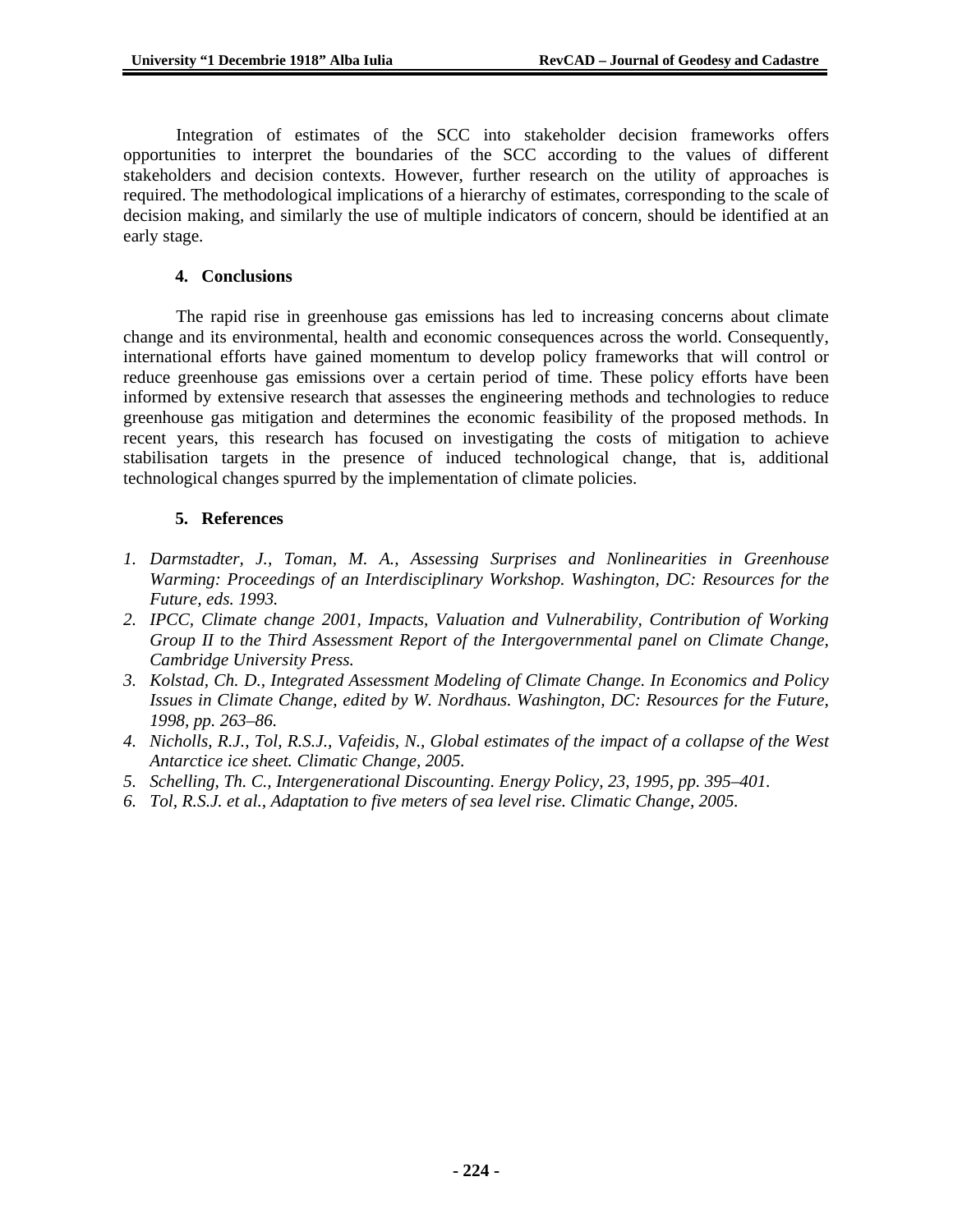Integration of estimates of the SCC into stakeholder decision frameworks offers opportunities to interpret the boundaries of the SCC according to the values of different stakeholders and decision contexts. However, further research on the utility of approaches is required. The methodological implications of a hierarchy of estimates, corresponding to the scale of decision making, and similarly the use of multiple indicators of concern, should be identified at an early stage.

## 4. Conclusions

The rapid rise in greenhouse gas emissions has led to increasing concerns about climate change and its environmental, health and economic consequences across the world. Consequently, international efforts have gained momentum to develop policy frameworks that will control or reduce greenhouse gas emissions over a certain period of time. These policy efforts have been informed by extensive research that assesses the engineering methods and technologies to reduce greenhouse gas mitigation and determines the economic feasibility of the proposed methods. In recent years, this research has focused on investigating the costs of mitigation to achieve stabilisation targets in the presence of induced technological change, that is, additional technological changes spurred by the implementation of climate policies.

## 5. References

1. *Darmstadter, J., Toman, M. A., Assessing Surprises and Nonlinearities in Greenhouse Warming: Proceedings of an Interdisciplinary Workshop. Washington, DC: Resources for the Future, eds. 1993.*
2. *IPCC, Climate change 2001, Impacts, Valuation and Vulnerability, Contribution of Working Group II to the Third Assessment Report of the Intergovernmental panel on Climate Change, Cambridge University Press.*
3. *Kolstad, Ch. D., Integrated Assessment Modeling of Climate Change. In Economics and Policy Issues in Climate Change, edited by W. Nordhaus. Washington, DC: Resources for the Future, 1998, pp. 263–86.*
4. *Nicholls, R.J., Tol, R.S.J., Vafeidis, N., Global estimates of the impact of a collapse of the West Antarctice ice sheet. Climatic Change, 2005.*
5. *Schelling, Th. C., Intergenerational Discounting. Energy Policy, 23, 1995, pp. 395–401.*
6. *Tol, R.S.J. et al., Adaptation to five meters of sea level rise. Climatic Change, 2005.*